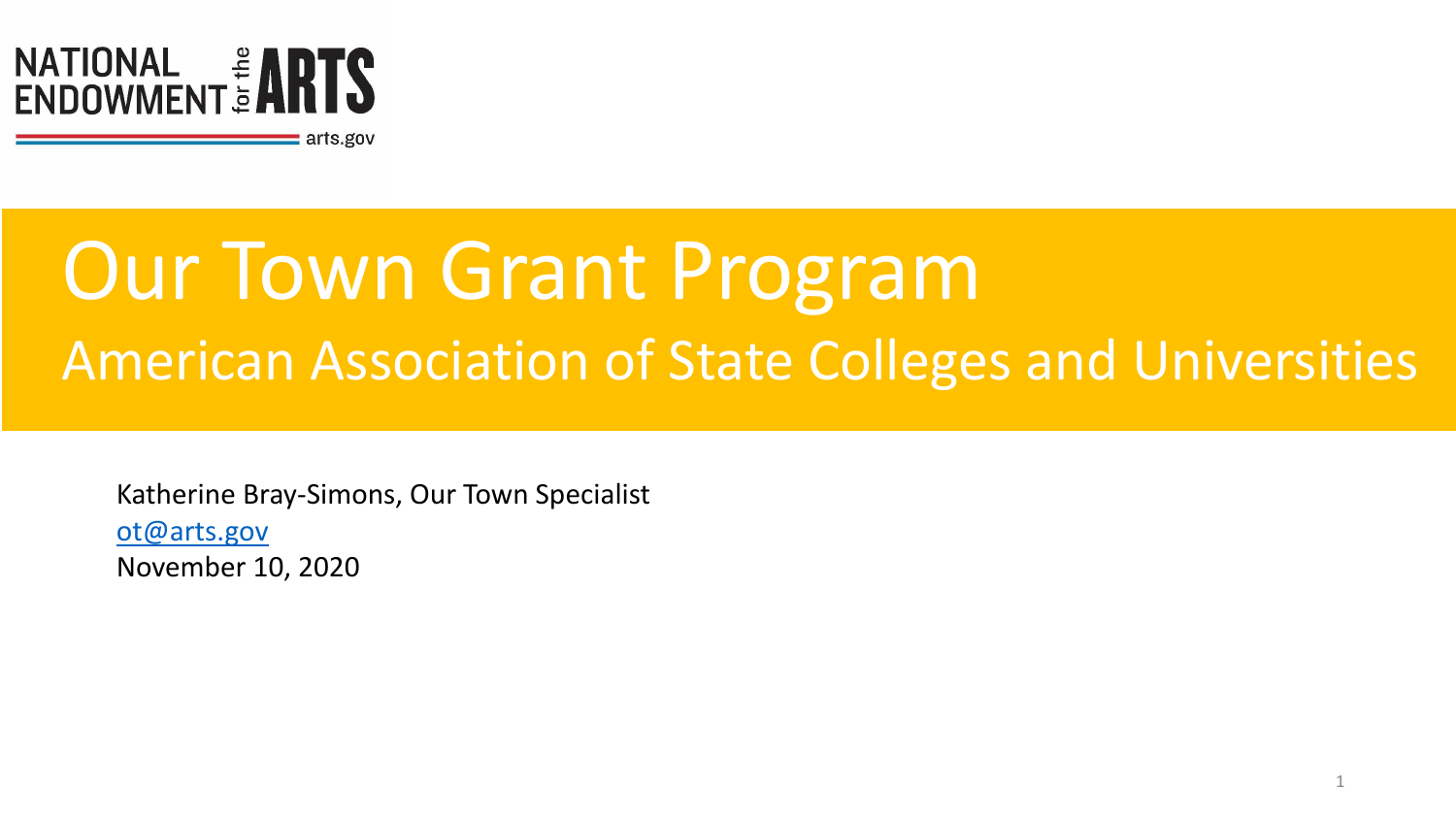NATIONAL ENDOWMENT for the ARTS

arts.gov

# Our Town Grant Program

## American Association of State Colleges and Universities

Katherine Bray-Simons, Our Town Specialist
ot@arts.gov
November 10, 2020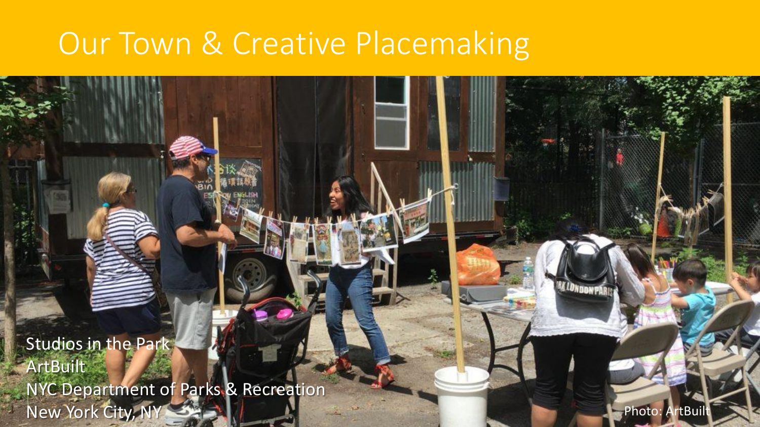# Our Town & Creative Placemaking

Studios in the Park
ArtBuilt
NYC Department of Parks & Recreation
New York City, NY

Photo: ArtBuilt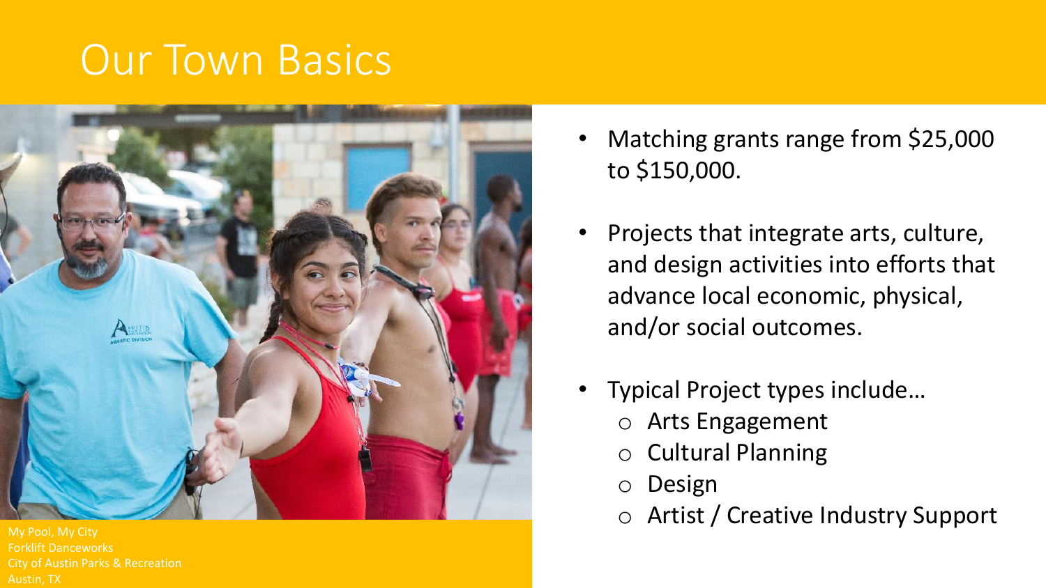# Our Town Basics

My Pool, My City
Forklift Danceworks
City of Austin Parks & Recreation
Austin, TX

- Matching grants range from $25,000 to $150,000.
- Projects that integrate arts, culture, and design activities into efforts that advance local economic, physical, and/or social outcomes.
- Typical Project types include…
  - Arts Engagement
  - Cultural Planning
  - Design
  - Artist / Creative Industry Support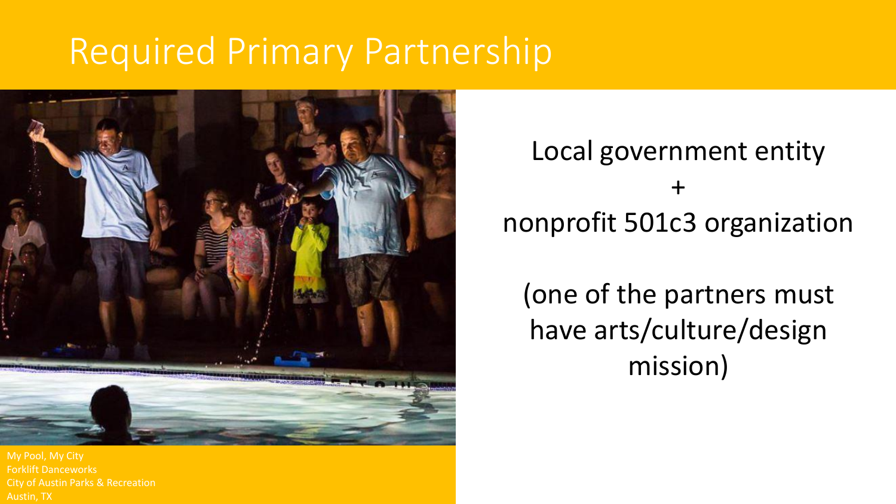# Required Primary Partnership

Local government entity

+

nonprofit 501c3 organization

(one of the partners must have arts/culture/design mission)

My Pool, My City
Forklift Danceworks
City of Austin Parks & Recreation
Austin, TX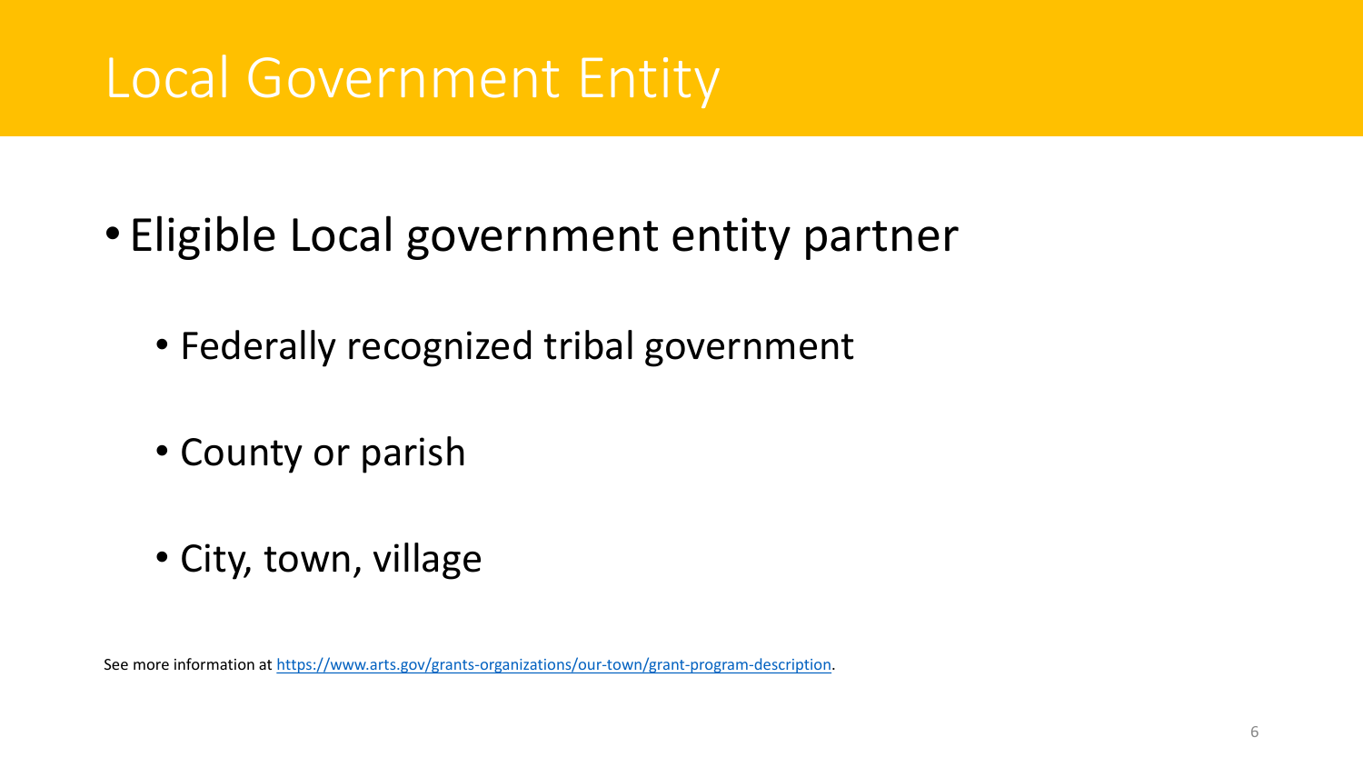# Local Government Entity

- Eligible Local government entity partner
  - Federally recognized tribal government
  - County or parish
  - City, town, village

See more information at [https://www.arts.gov/grants-organizations/our-town/grant-program-description](https://www.arts.gov/grants-organizations/our-town/grant-program-description).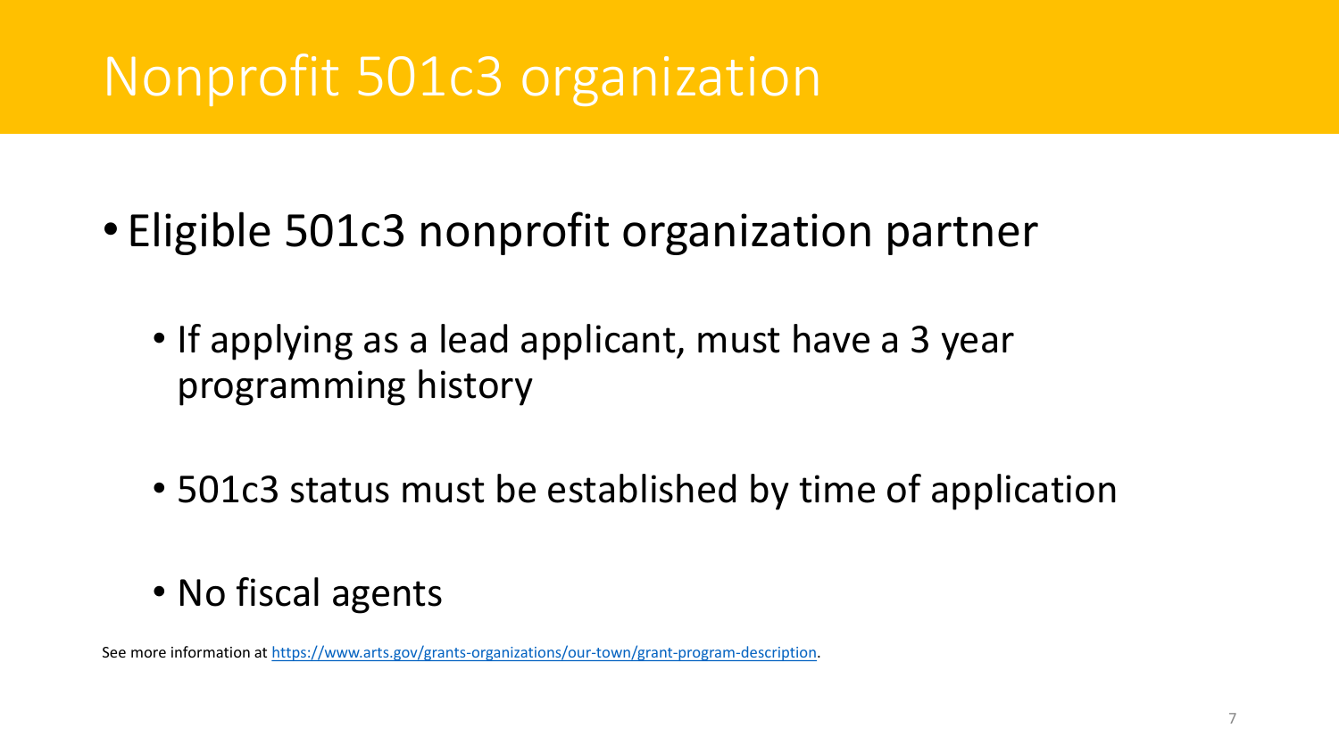# Nonprofit 501c3 organization

- Eligible 501c3 nonprofit organization partner
  - If applying as a lead applicant, must have a 3 year programming history
  - 501c3 status must be established by time of application
  - No fiscal agents

See more information at [https://www.arts.gov/grants-organizations/our-town/grant-program-description](https://www.arts.gov/grants-organizations/our-town/grant-program-description).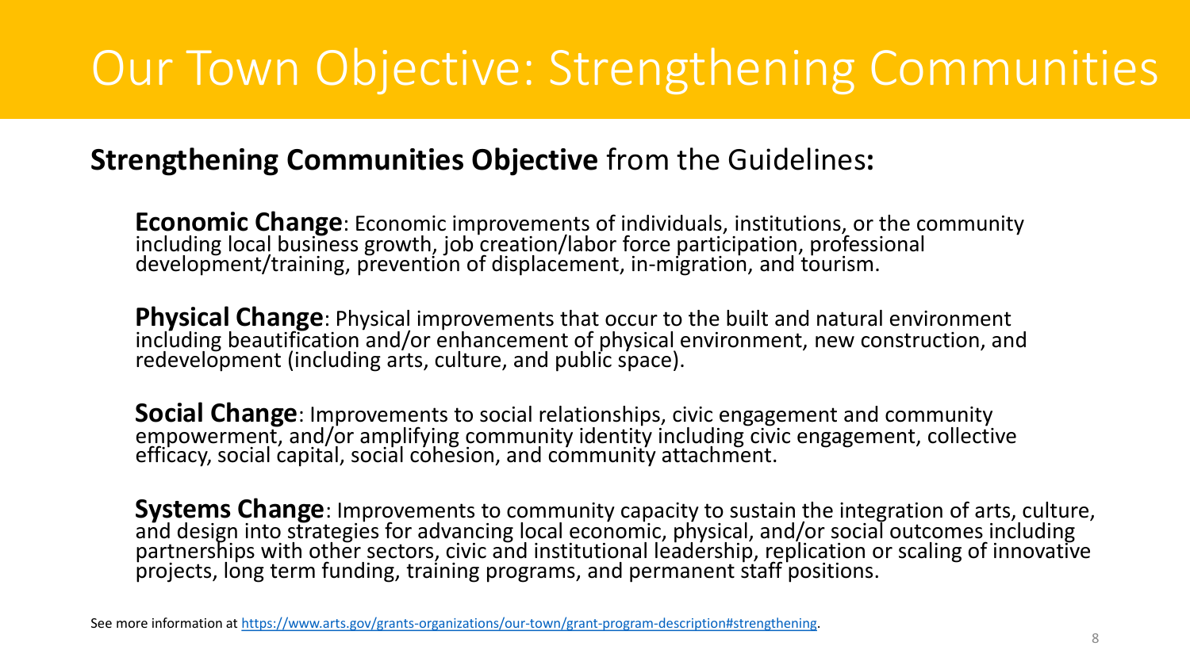# Our Town Objective: Strengthening Communities

**Strengthening Communities Objective** from the Guidelines**:**

**Economic Change**: Economic improvements of individuals, institutions, or the community including local business growth, job creation/labor force participation, professional development/training, prevention of displacement, in-migration, and tourism.

**Physical Change**: Physical improvements that occur to the built and natural environment including beautification and/or enhancement of physical environment, new construction, and redevelopment (including arts, culture, and public space).

**Social Change**: Improvements to social relationships, civic engagement and community empowerment, and/or amplifying community identity including civic engagement, collective efficacy, social capital, social cohesion, and community attachment.

**Systems Change**: Improvements to community capacity to sustain the integration of arts, culture, and design into strategies for advancing local economic, physical, and/or social outcomes including partnerships with other sectors, civic and institutional leadership, replication or scaling of innovative projects, long term funding, training programs, and permanent staff positions.

See more information at [https://www.arts.gov/grants-organizations/our-town/grant-program-description#strengthening](https://www.arts.gov/grants-organizations/our-town/grant-program-description#strengthening).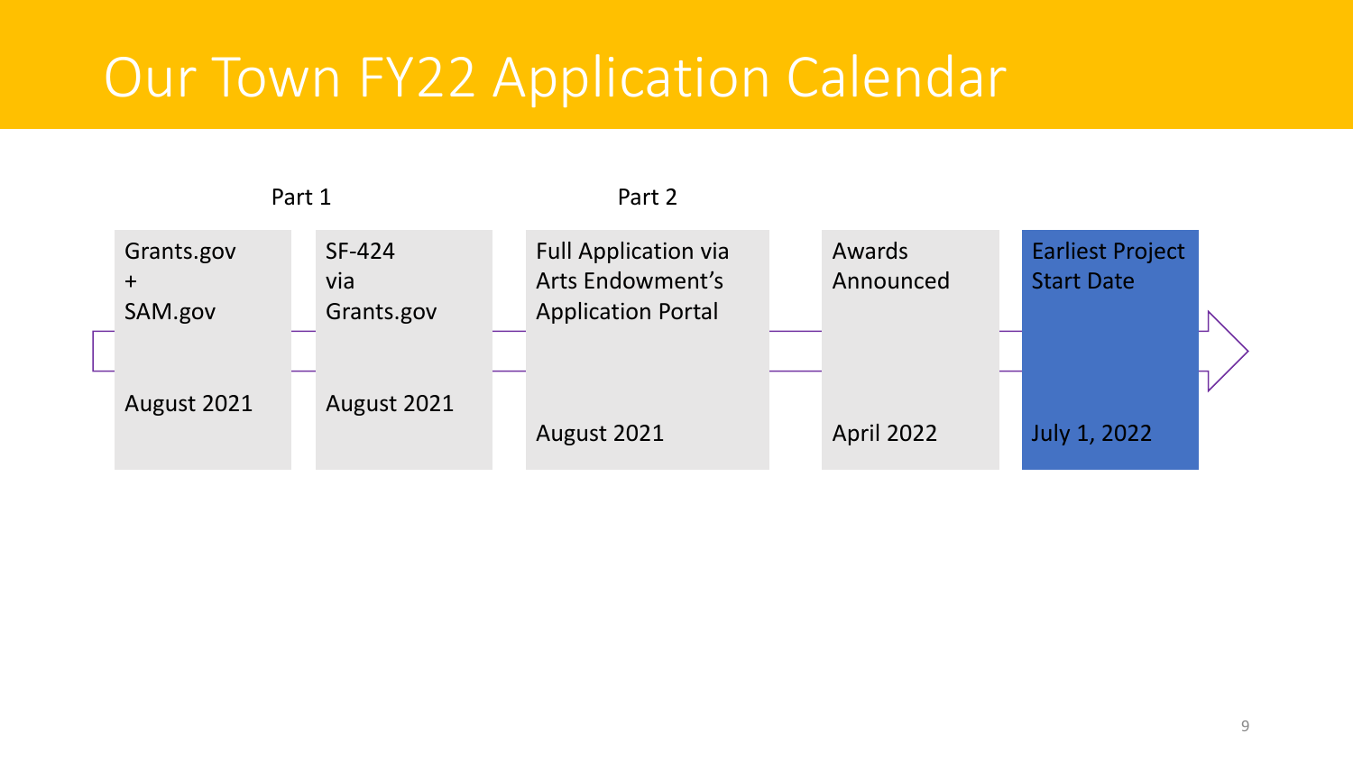# Our Town FY22 Application Calendar

Part 1

Grants.gov
+
SAM.gov

August 2021

SF-424
via
Grants.gov

August 2021

Part 2

Full Application via Arts Endowment's Application Portal

August 2021

Awards Announced

April 2022

Earliest Project Start Date

July 1, 2022